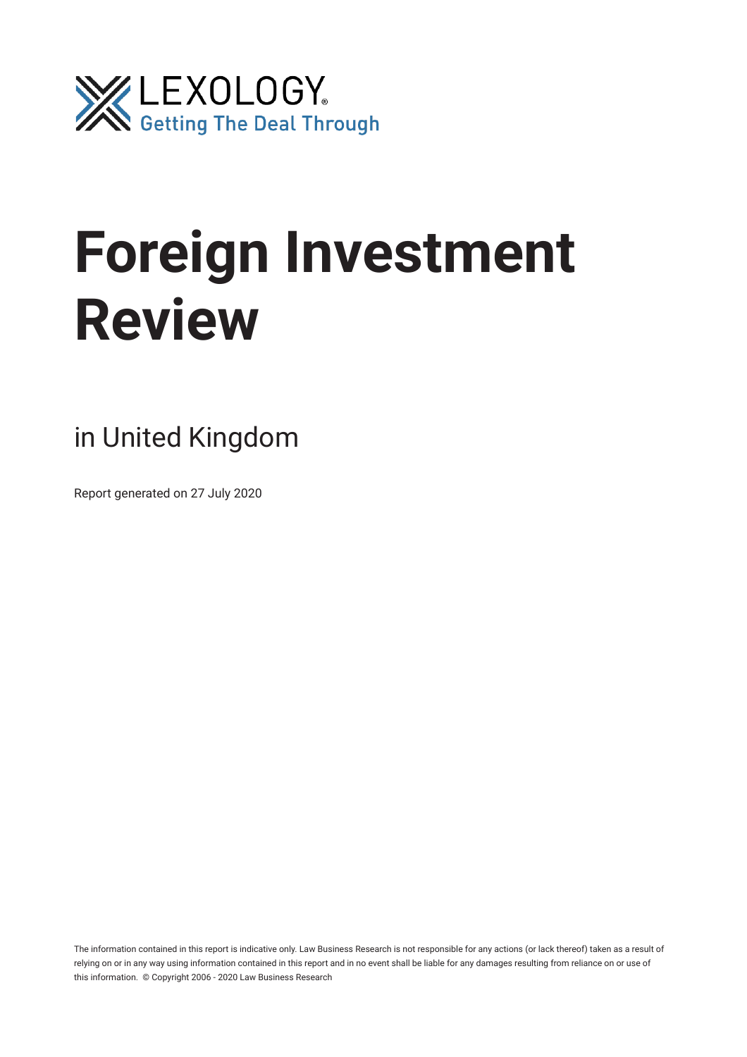LEXOLOGY
Getting The Deal Through

# Foreign Investment Review

## in United Kingdom

Report generated on 27 July 2020

The information contained in this report is indicative only. Law Business Research is not responsible for any actions (or lack thereof) taken as a result of relying on or in any way using information contained in this report and in no event shall be liable for any damages resulting from reliance on or use of this information. © Copyright 2006 - 2020 Law Business Research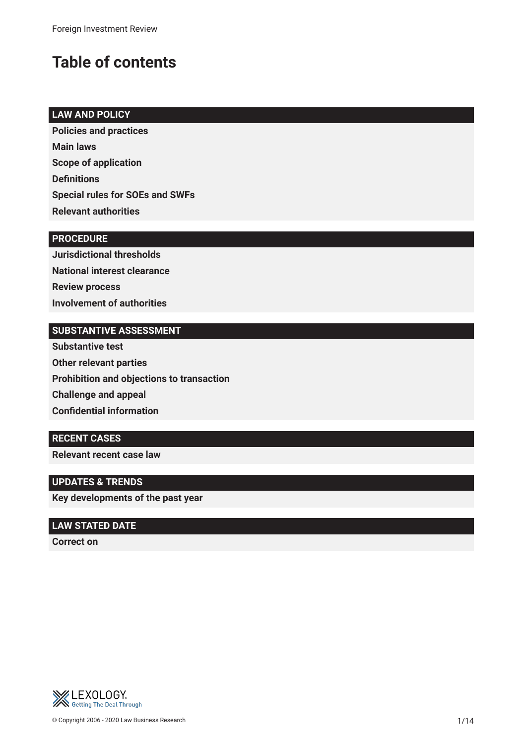# Table of contents

## LAW AND POLICY

**Policies and practices**

**Main laws**

**Scope of application**

**Definitions**

**Special rules for SOEs and SWFs**

**Relevant authorities**

## PROCEDURE

**Jurisdictional thresholds**

**National interest clearance**

**Review process**

**Involvement of authorities**

## SUBSTANTIVE ASSESSMENT

**Substantive test**

**Other relevant parties**

**Prohibition and objections to transaction**

**Challenge and appeal**

**Confidential information**

## RECENT CASES

**Relevant recent case law**

## UPDATES & TRENDS

**Key developments of the past year**

## LAW STATED DATE

**Correct on**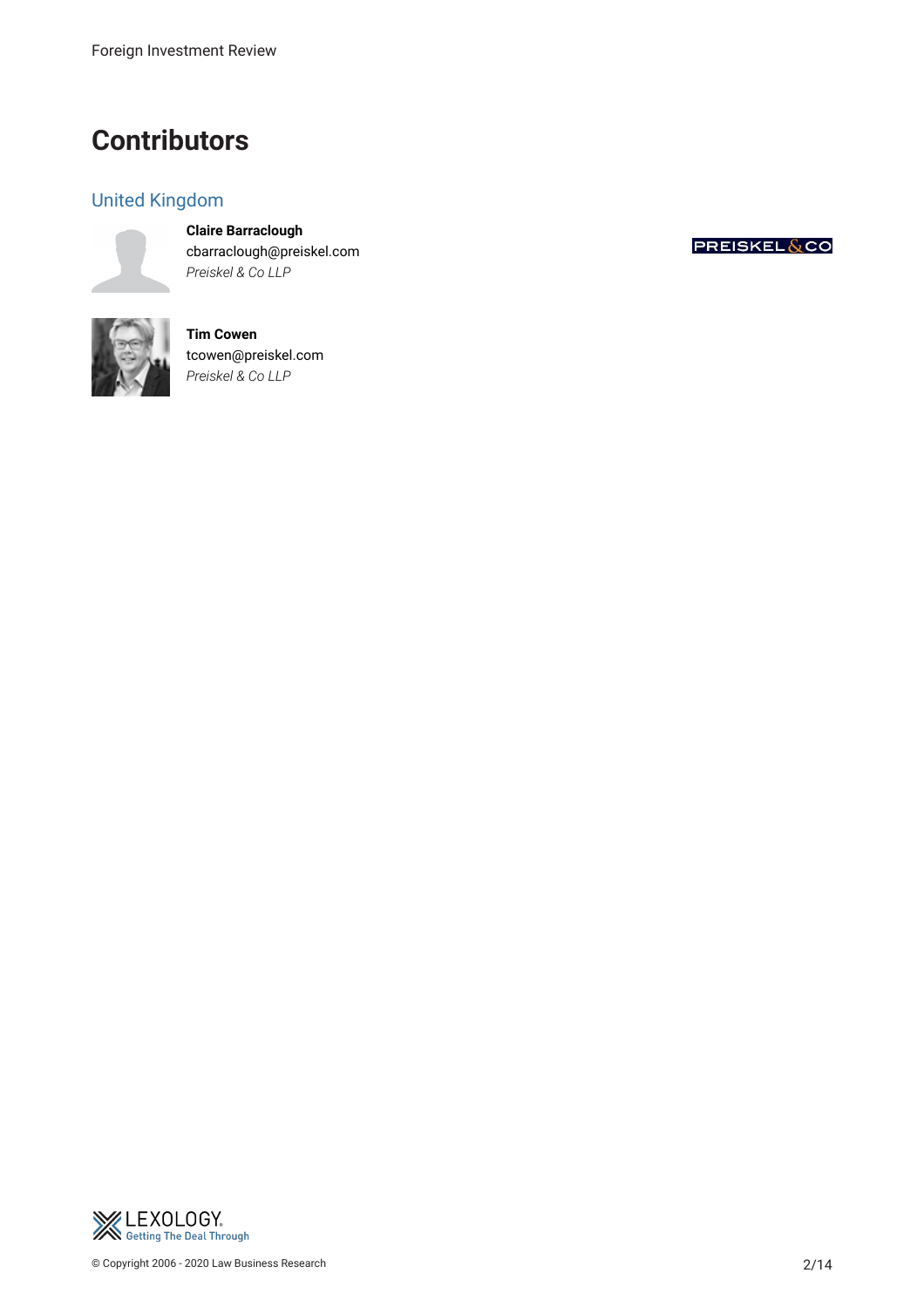# Contributors

## United Kingdom

**Claire Barraclough**
cbarraclough@preiskel.com
*Preiskel & Co LLP*

**Tim Cowen**
tcowen@preiskel.com
*Preiskel & Co LLP*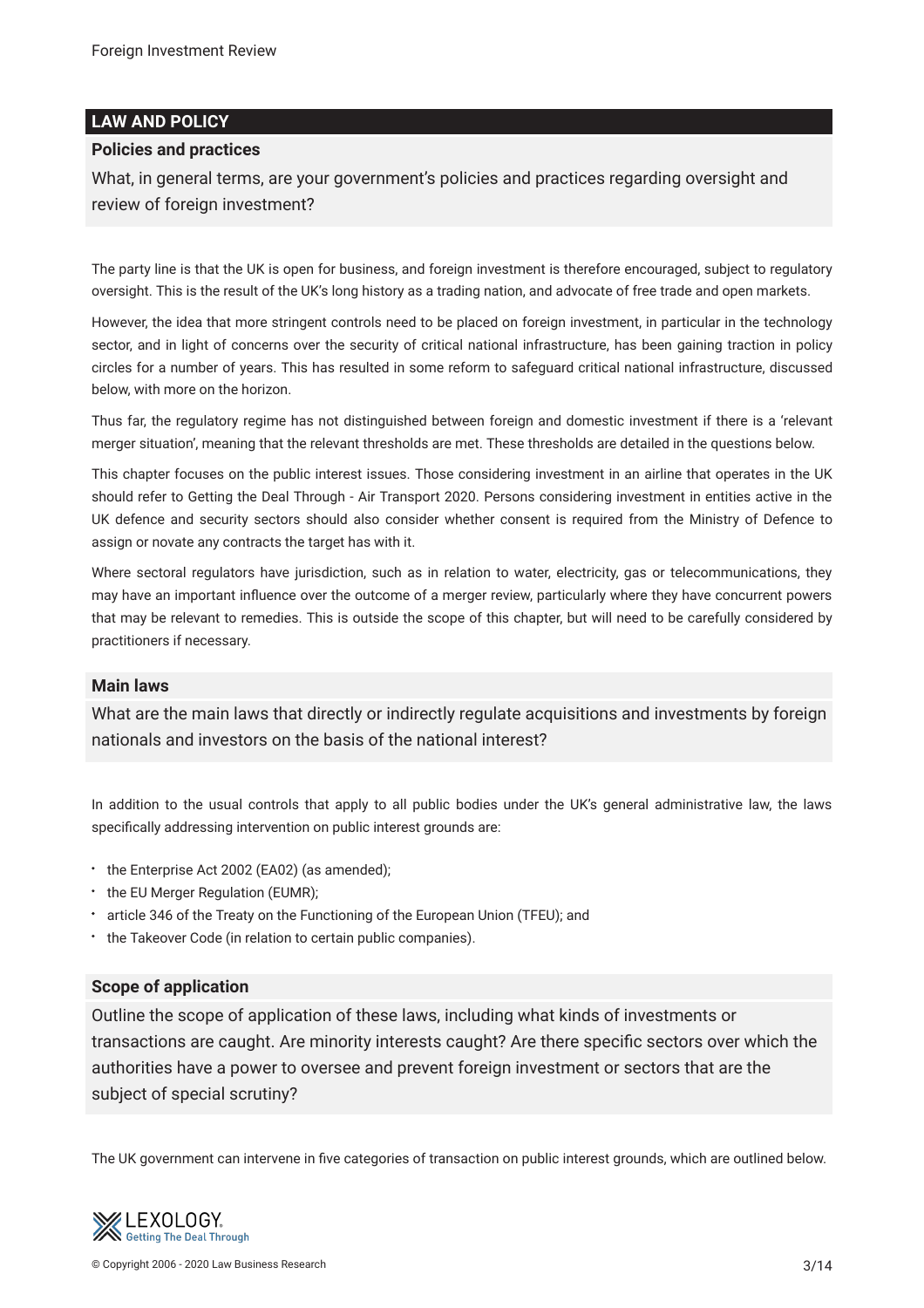## LAW AND POLICY

### Policies and practices

**What, in general terms, are your government's policies and practices regarding oversight and review of foreign investment?**

The party line is that the UK is open for business, and foreign investment is therefore encouraged, subject to regulatory oversight. This is the result of the UK's long history as a trading nation, and advocate of free trade and open markets.

However, the idea that more stringent controls need to be placed on foreign investment, in particular in the technology sector, and in light of concerns over the security of critical national infrastructure, has been gaining traction in policy circles for a number of years. This has resulted in some reform to safeguard critical national infrastructure, discussed below, with more on the horizon.

Thus far, the regulatory regime has not distinguished between foreign and domestic investment if there is a 'relevant merger situation', meaning that the relevant thresholds are met. These thresholds are detailed in the questions below.

This chapter focuses on the public interest issues. Those considering investment in an airline that operates in the UK should refer to Getting the Deal Through - Air Transport 2020. Persons considering investment in entities active in the UK defence and security sectors should also consider whether consent is required from the Ministry of Defence to assign or novate any contracts the target has with it.

Where sectoral regulators have jurisdiction, such as in relation to water, electricity, gas or telecommunications, they may have an important influence over the outcome of a merger review, particularly where they have concurrent powers that may be relevant to remedies. This is outside the scope of this chapter, but will need to be carefully considered by practitioners if necessary.

### Main laws

**What are the main laws that directly or indirectly regulate acquisitions and investments by foreign nationals and investors on the basis of the national interest?**

In addition to the usual controls that apply to all public bodies under the UK's general administrative law, the laws specifically addressing intervention on public interest grounds are:

- the Enterprise Act 2002 (EA02) (as amended);
- the EU Merger Regulation (EUMR);
- article 346 of the Treaty on the Functioning of the European Union (TFEU); and
- the Takeover Code (in relation to certain public companies).

### Scope of application

**Outline the scope of application of these laws, including what kinds of investments or transactions are caught. Are minority interests caught? Are there specific sectors over which the authorities have a power to oversee and prevent foreign investment or sectors that are the subject of special scrutiny?**

The UK government can intervene in five categories of transaction on public interest grounds, which are outlined below.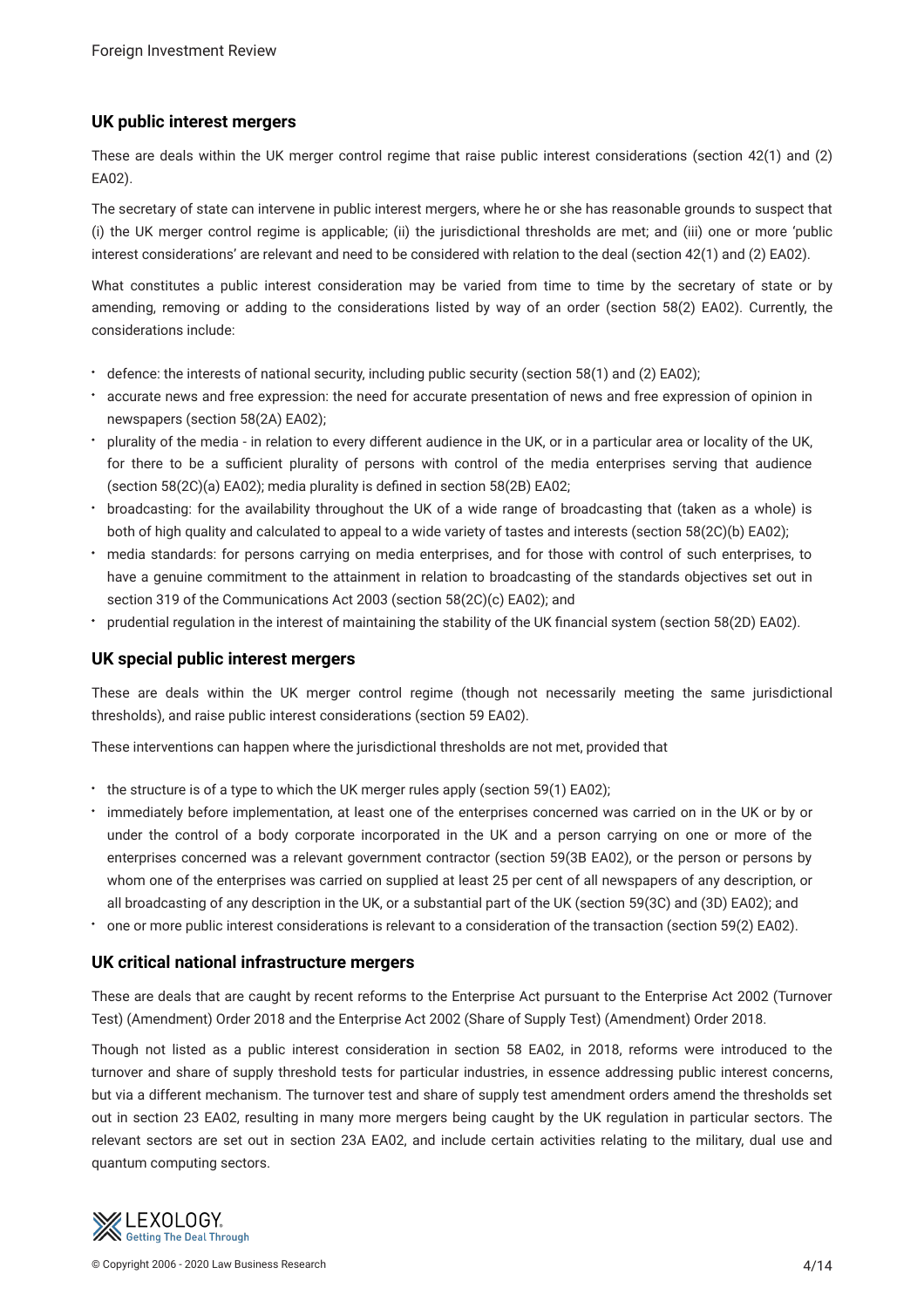### UK public interest mergers

These are deals within the UK merger control regime that raise public interest considerations (section 42(1) and (2) EA02).

The secretary of state can intervene in public interest mergers, where he or she has reasonable grounds to suspect that (i) the UK merger control regime is applicable; (ii) the jurisdictional thresholds are met; and (iii) one or more 'public interest considerations' are relevant and need to be considered with relation to the deal (section 42(1) and (2) EA02).

What constitutes a public interest consideration may be varied from time to time by the secretary of state or by amending, removing or adding to the considerations listed by way of an order (section 58(2) EA02). Currently, the considerations include:

- defence: the interests of national security, including public security (section 58(1) and (2) EA02);
- accurate news and free expression: the need for accurate presentation of news and free expression of opinion in newspapers (section 58(2A) EA02);
- plurality of the media - in relation to every different audience in the UK, or in a particular area or locality of the UK, for there to be a sufficient plurality of persons with control of the media enterprises serving that audience (section 58(2C)(a) EA02); media plurality is defined in section 58(2B) EA02;
- broadcasting: for the availability throughout the UK of a wide range of broadcasting that (taken as a whole) is both of high quality and calculated to appeal to a wide variety of tastes and interests (section 58(2C)(b) EA02);
- media standards: for persons carrying on media enterprises, and for those with control of such enterprises, to have a genuine commitment to the attainment in relation to broadcasting of the standards objectives set out in section 319 of the Communications Act 2003 (section 58(2C)(c) EA02); and
- prudential regulation in the interest of maintaining the stability of the UK financial system (section 58(2D) EA02).

### UK special public interest mergers

These are deals within the UK merger control regime (though not necessarily meeting the same jurisdictional thresholds), and raise public interest considerations (section 59 EA02).

These interventions can happen where the jurisdictional thresholds are not met, provided that

- the structure is of a type to which the UK merger rules apply (section 59(1) EA02);
- immediately before implementation, at least one of the enterprises concerned was carried on in the UK or by or under the control of a body corporate incorporated in the UK and a person carrying on one or more of the enterprises concerned was a relevant government contractor (section 59(3B EA02), or the person or persons by whom one of the enterprises was carried on supplied at least 25 per cent of all newspapers of any description, or all broadcasting of any description in the UK, or a substantial part of the UK (section 59(3C) and (3D) EA02); and
- one or more public interest considerations is relevant to a consideration of the transaction (section 59(2) EA02).

### UK critical national infrastructure mergers

These are deals that are caught by recent reforms to the Enterprise Act pursuant to the Enterprise Act 2002 (Turnover Test) (Amendment) Order 2018 and the Enterprise Act 2002 (Share of Supply Test) (Amendment) Order 2018.

Though not listed as a public interest consideration in section 58 EA02, in 2018, reforms were introduced to the turnover and share of supply threshold tests for particular industries, in essence addressing public interest concerns, but via a different mechanism. The turnover test and share of supply test amendment orders amend the thresholds set out in section 23 EA02, resulting in many more mergers being caught by the UK regulation in particular sectors. The relevant sectors are set out in section 23A EA02, and include certain activities relating to the military, dual use and quantum computing sectors.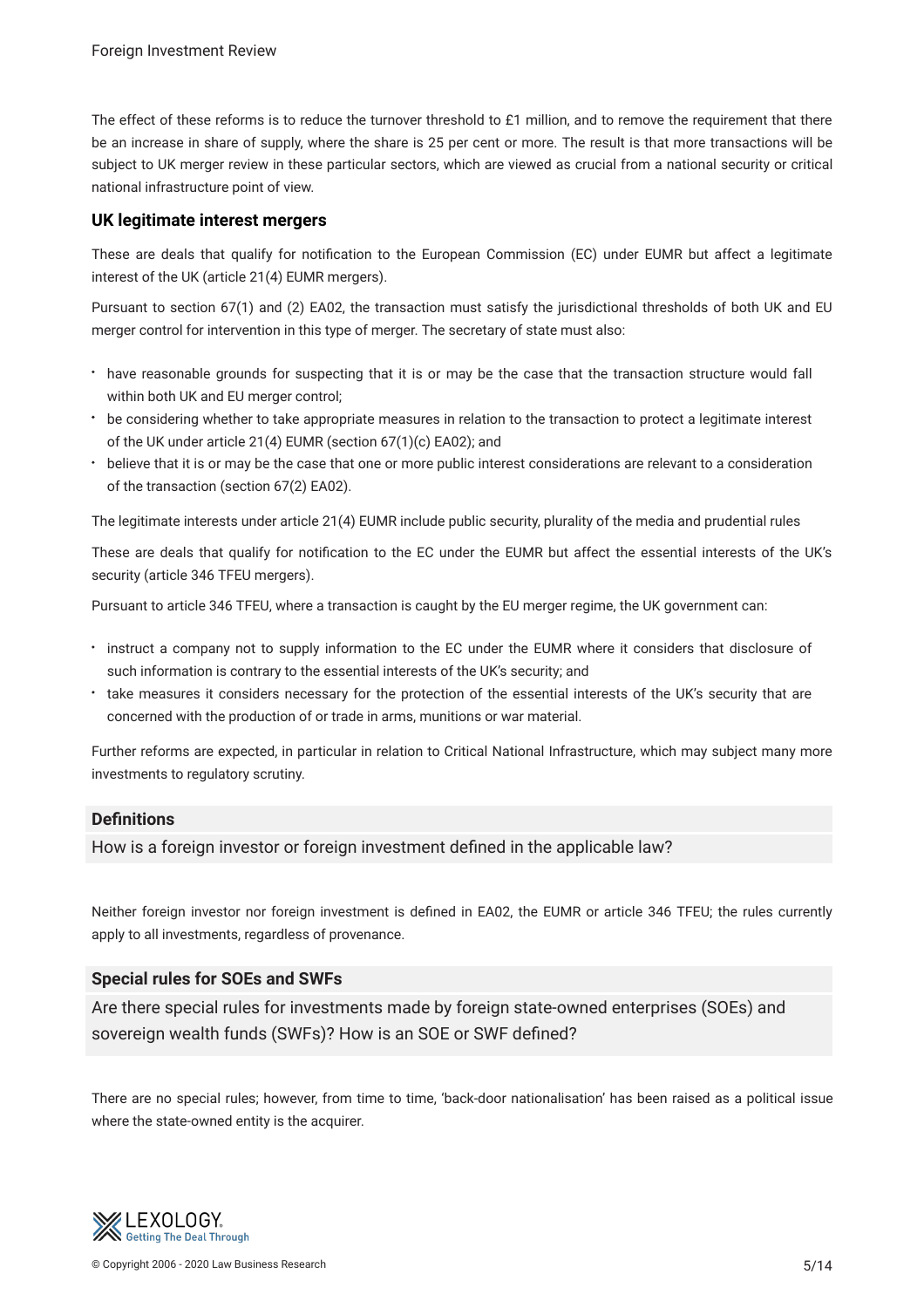The effect of these reforms is to reduce the turnover threshold to £1 million, and to remove the requirement that there be an increase in share of supply, where the share is 25 per cent or more. The result is that more transactions will be subject to UK merger review in these particular sectors, which are viewed as crucial from a national security or critical national infrastructure point of view.

### UK legitimate interest mergers

These are deals that qualify for notification to the European Commission (EC) under EUMR but affect a legitimate interest of the UK (article 21(4) EUMR mergers).

Pursuant to section 67(1) and (2) EA02, the transaction must satisfy the jurisdictional thresholds of both UK and EU merger control for intervention in this type of merger. The secretary of state must also:

- have reasonable grounds for suspecting that it is or may be the case that the transaction structure would fall within both UK and EU merger control;
- be considering whether to take appropriate measures in relation to the transaction to protect a legitimate interest of the UK under article 21(4) EUMR (section 67(1)(c) EA02); and
- believe that it is or may be the case that one or more public interest considerations are relevant to a consideration of the transaction (section 67(2) EA02).

The legitimate interests under article 21(4) EUMR include public security, plurality of the media and prudential rules

These are deals that qualify for notification to the EC under the EUMR but affect the essential interests of the UK's security (article 346 TFEU mergers).

Pursuant to article 346 TFEU, where a transaction is caught by the EU merger regime, the UK government can:

- instruct a company not to supply information to the EC under the EUMR where it considers that disclosure of such information is contrary to the essential interests of the UK's security; and
- take measures it considers necessary for the protection of the essential interests of the UK's security that are concerned with the production of or trade in arms, munitions or war material.

Further reforms are expected, in particular in relation to Critical National Infrastructure, which may subject many more investments to regulatory scrutiny.

## Definitions

How is a foreign investor or foreign investment defined in the applicable law?

Neither foreign investor nor foreign investment is defined in EA02, the EUMR or article 346 TFEU; the rules currently apply to all investments, regardless of provenance.

## Special rules for SOEs and SWFs

Are there special rules for investments made by foreign state-owned enterprises (SOEs) and sovereign wealth funds (SWFs)? How is an SOE or SWF defined?

There are no special rules; however, from time to time, 'back-door nationalisation' has been raised as a political issue where the state-owned entity is the acquirer.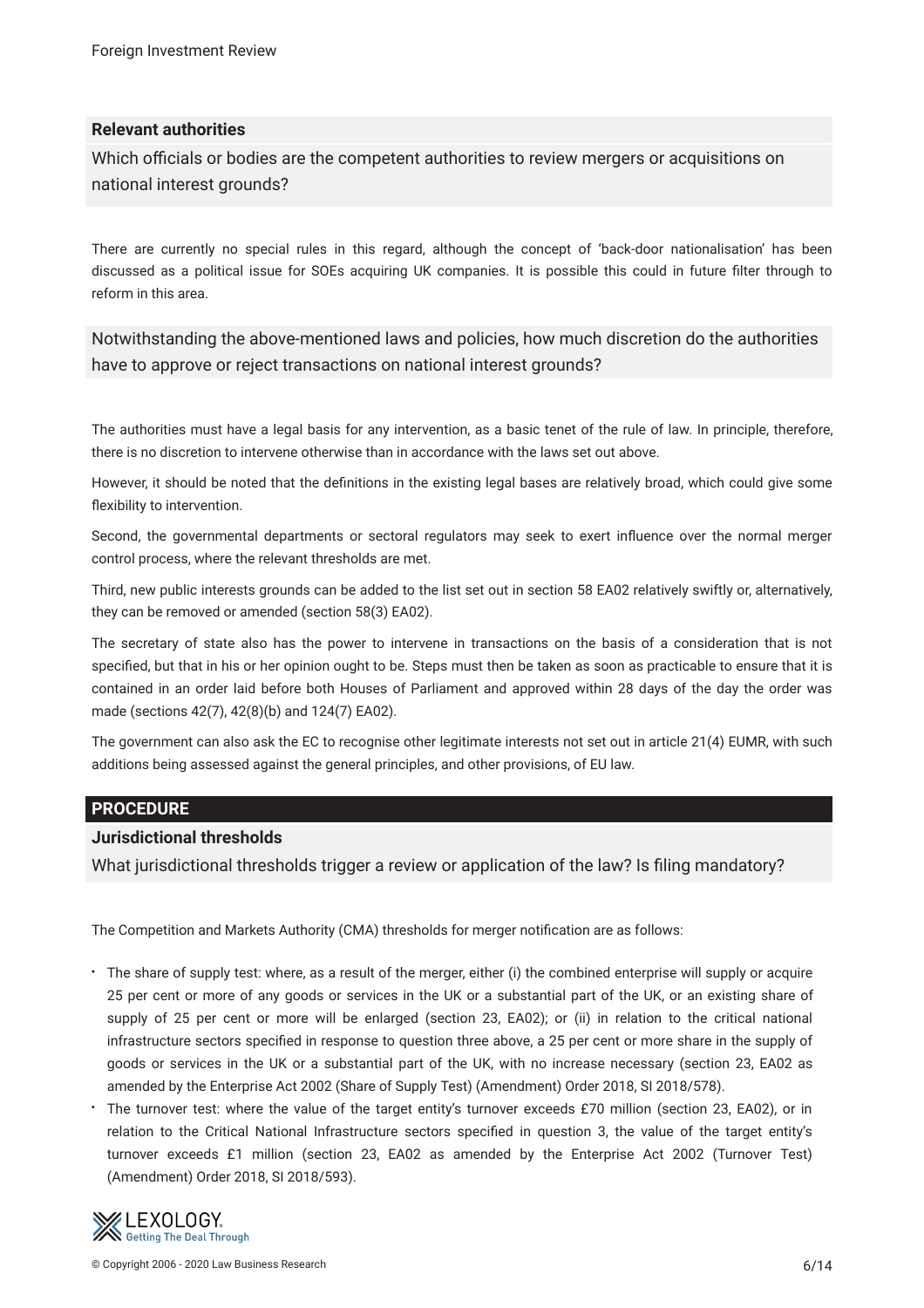### Relevant authorities

Which officials or bodies are the competent authorities to review mergers or acquisitions on national interest grounds?

There are currently no special rules in this regard, although the concept of 'back-door nationalisation' has been discussed as a political issue for SOEs acquiring UK companies. It is possible this could in future filter through to reform in this area.

Notwithstanding the above-mentioned laws and policies, how much discretion do the authorities have to approve or reject transactions on national interest grounds?

The authorities must have a legal basis for any intervention, as a basic tenet of the rule of law. In principle, therefore, there is no discretion to intervene otherwise than in accordance with the laws set out above.

However, it should be noted that the definitions in the existing legal bases are relatively broad, which could give some flexibility to intervention.

Second, the governmental departments or sectoral regulators may seek to exert influence over the normal merger control process, where the relevant thresholds are met.

Third, new public interests grounds can be added to the list set out in section 58 EA02 relatively swiftly or, alternatively, they can be removed or amended (section 58(3) EA02).

The secretary of state also has the power to intervene in transactions on the basis of a consideration that is not specified, but that in his or her opinion ought to be. Steps must then be taken as soon as practicable to ensure that it is contained in an order laid before both Houses of Parliament and approved within 28 days of the day the order was made (sections 42(7), 42(8)(b) and 124(7) EA02).

The government can also ask the EC to recognise other legitimate interests not set out in article 21(4) EUMR, with such additions being assessed against the general principles, and other provisions, of EU law.

## PROCEDURE

### Jurisdictional thresholds

What jurisdictional thresholds trigger a review or application of the law? Is filing mandatory?

The Competition and Markets Authority (CMA) thresholds for merger notification are as follows:

- The share of supply test: where, as a result of the merger, either (i) the combined enterprise will supply or acquire 25 per cent or more of any goods or services in the UK or a substantial part of the UK, or an existing share of supply of 25 per cent or more will be enlarged (section 23, EA02); or (ii) in relation to the critical national infrastructure sectors specified in response to question three above, a 25 per cent or more share in the supply of goods or services in the UK or a substantial part of the UK, with no increase necessary (section 23, EA02 as amended by the Enterprise Act 2002 (Share of Supply Test) (Amendment) Order 2018, SI 2018/578).
- The turnover test: where the value of the target entity's turnover exceeds £70 million (section 23, EA02), or in relation to the Critical National Infrastructure sectors specified in question 3, the value of the target entity's turnover exceeds £1 million (section 23, EA02 as amended by the Enterprise Act 2002 (Turnover Test) (Amendment) Order 2018, SI 2018/593).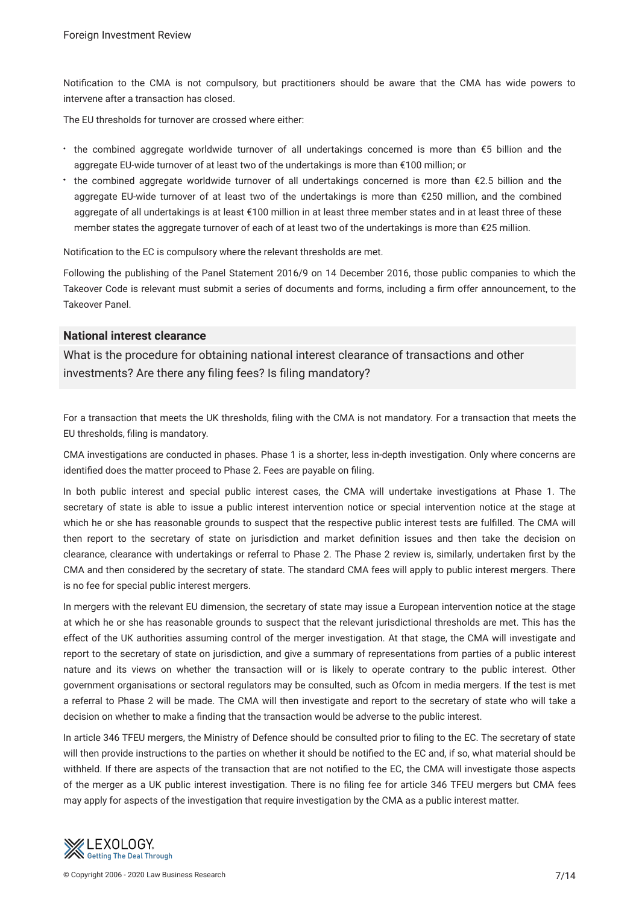Notification to the CMA is not compulsory, but practitioners should be aware that the CMA has wide powers to intervene after a transaction has closed.

The EU thresholds for turnover are crossed where either:

- the combined aggregate worldwide turnover of all undertakings concerned is more than €5 billion and the aggregate EU-wide turnover of at least two of the undertakings is more than €100 million; or
- the combined aggregate worldwide turnover of all undertakings concerned is more than €2.5 billion and the aggregate EU-wide turnover of at least two of the undertakings is more than €250 million, and the combined aggregate of all undertakings is at least €100 million in at least three member states and in at least three of these member states the aggregate turnover of each of at least two of the undertakings is more than €25 million.

Notification to the EC is compulsory where the relevant thresholds are met.

Following the publishing of the Panel Statement 2016/9 on 14 December 2016, those public companies to which the Takeover Code is relevant must submit a series of documents and forms, including a firm offer announcement, to the Takeover Panel.

## National interest clearance

### What is the procedure for obtaining national interest clearance of transactions and other investments? Are there any filing fees? Is filing mandatory?

For a transaction that meets the UK thresholds, filing with the CMA is not mandatory. For a transaction that meets the EU thresholds, filing is mandatory.

CMA investigations are conducted in phases. Phase 1 is a shorter, less in-depth investigation. Only where concerns are identified does the matter proceed to Phase 2. Fees are payable on filing.

In both public interest and special public interest cases, the CMA will undertake investigations at Phase 1. The secretary of state is able to issue a public interest intervention notice or special intervention notice at the stage at which he or she has reasonable grounds to suspect that the respective public interest tests are fulfilled. The CMA will then report to the secretary of state on jurisdiction and market definition issues and then take the decision on clearance, clearance with undertakings or referral to Phase 2. The Phase 2 review is, similarly, undertaken first by the CMA and then considered by the secretary of state. The standard CMA fees will apply to public interest mergers. There is no fee for special public interest mergers.

In mergers with the relevant EU dimension, the secretary of state may issue a European intervention notice at the stage at which he or she has reasonable grounds to suspect that the relevant jurisdictional thresholds are met. This has the effect of the UK authorities assuming control of the merger investigation. At that stage, the CMA will investigate and report to the secretary of state on jurisdiction, and give a summary of representations from parties of a public interest nature and its views on whether the transaction will or is likely to operate contrary to the public interest. Other government organisations or sectoral regulators may be consulted, such as Ofcom in media mergers. If the test is met a referral to Phase 2 will be made. The CMA will then investigate and report to the secretary of state who will take a decision on whether to make a finding that the transaction would be adverse to the public interest.

In article 346 TFEU mergers, the Ministry of Defence should be consulted prior to filing to the EC. The secretary of state will then provide instructions to the parties on whether it should be notified to the EC and, if so, what material should be withheld. If there are aspects of the transaction that are not notified to the EC, the CMA will investigate those aspects of the merger as a UK public interest investigation. There is no filing fee for article 346 TFEU mergers but CMA fees may apply for aspects of the investigation that require investigation by the CMA as a public interest matter.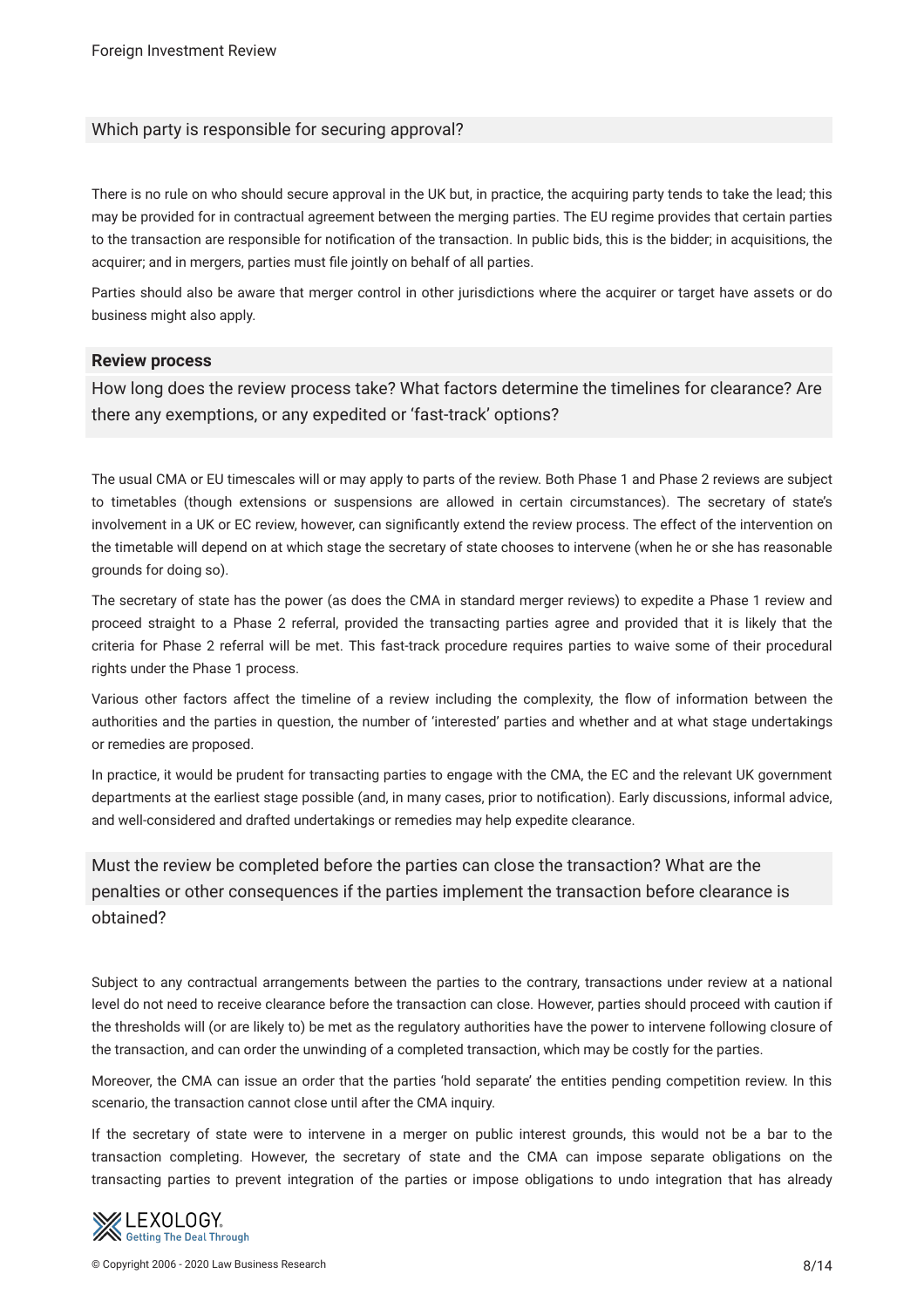### Which party is responsible for securing approval?

There is no rule on who should secure approval in the UK but, in practice, the acquiring party tends to take the lead; this may be provided for in contractual agreement between the merging parties. The EU regime provides that certain parties to the transaction are responsible for notification of the transaction. In public bids, this is the bidder; in acquisitions, the acquirer; and in mergers, parties must file jointly on behalf of all parties.

Parties should also be aware that merger control in other jurisdictions where the acquirer or target have assets or do business might also apply.

## Review process

### How long does the review process take? What factors determine the timelines for clearance? Are there any exemptions, or any expedited or 'fast-track' options?

The usual CMA or EU timescales will or may apply to parts of the review. Both Phase 1 and Phase 2 reviews are subject to timetables (though extensions or suspensions are allowed in certain circumstances). The secretary of state's involvement in a UK or EC review, however, can significantly extend the review process. The effect of the intervention on the timetable will depend on at which stage the secretary of state chooses to intervene (when he or she has reasonable grounds for doing so).

The secretary of state has the power (as does the CMA in standard merger reviews) to expedite a Phase 1 review and proceed straight to a Phase 2 referral, provided the transacting parties agree and provided that it is likely that the criteria for Phase 2 referral will be met. This fast-track procedure requires parties to waive some of their procedural rights under the Phase 1 process.

Various other factors affect the timeline of a review including the complexity, the flow of information between the authorities and the parties in question, the number of 'interested' parties and whether and at what stage undertakings or remedies are proposed.

In practice, it would be prudent for transacting parties to engage with the CMA, the EC and the relevant UK government departments at the earliest stage possible (and, in many cases, prior to notification). Early discussions, informal advice, and well-considered and drafted undertakings or remedies may help expedite clearance.

### Must the review be completed before the parties can close the transaction? What are the penalties or other consequences if the parties implement the transaction before clearance is obtained?

Subject to any contractual arrangements between the parties to the contrary, transactions under review at a national level do not need to receive clearance before the transaction can close. However, parties should proceed with caution if the thresholds will (or are likely to) be met as the regulatory authorities have the power to intervene following closure of the transaction, and can order the unwinding of a completed transaction, which may be costly for the parties.

Moreover, the CMA can issue an order that the parties 'hold separate' the entities pending competition review. In this scenario, the transaction cannot close until after the CMA inquiry.

If the secretary of state were to intervene in a merger on public interest grounds, this would not be a bar to the transaction completing. However, the secretary of state and the CMA can impose separate obligations on the transacting parties to prevent integration of the parties or impose obligations to undo integration that has already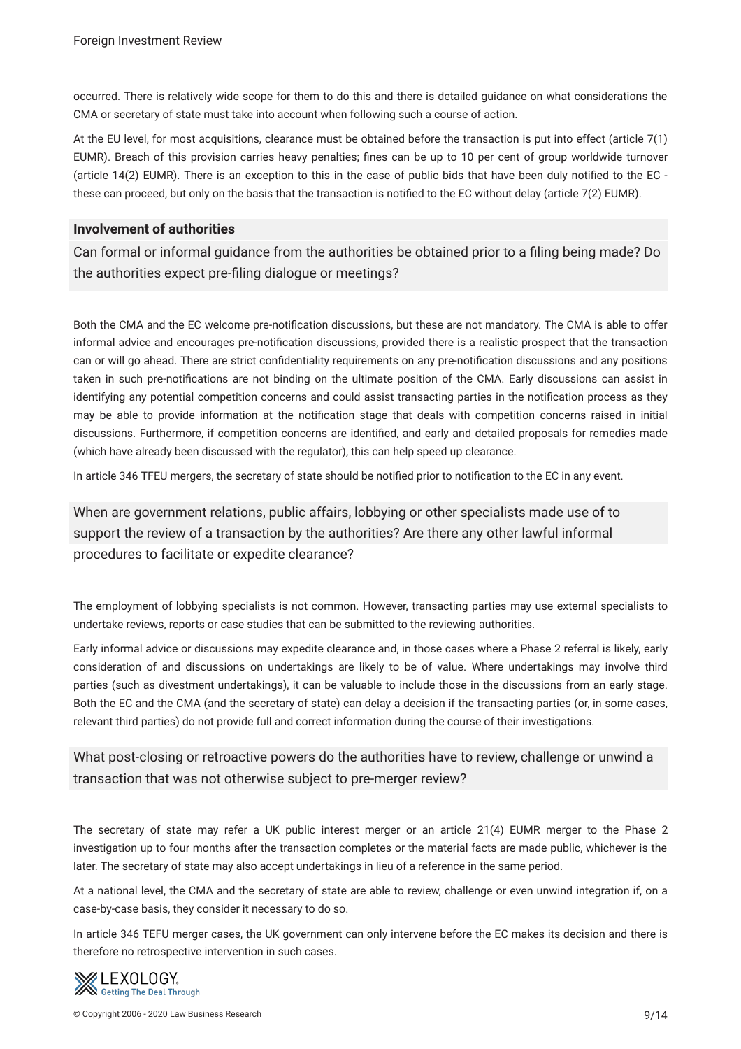occurred. There is relatively wide scope for them to do this and there is detailed guidance on what considerations the CMA or secretary of state must take into account when following such a course of action.

At the EU level, for most acquisitions, clearance must be obtained before the transaction is put into effect (article 7(1) EUMR). Breach of this provision carries heavy penalties; fines can be up to 10 per cent of group worldwide turnover (article 14(2) EUMR). There is an exception to this in the case of public bids that have been duly notified to the EC - these can proceed, but only on the basis that the transaction is notified to the EC without delay (article 7(2) EUMR).

## Involvement of authorities

### Can formal or informal guidance from the authorities be obtained prior to a filing being made? Do the authorities expect pre-filing dialogue or meetings?

Both the CMA and the EC welcome pre-notification discussions, but these are not mandatory. The CMA is able to offer informal advice and encourages pre-notification discussions, provided there is a realistic prospect that the transaction can or will go ahead. There are strict confidentiality requirements on any pre-notification discussions and any positions taken in such pre-notifications are not binding on the ultimate position of the CMA. Early discussions can assist in identifying any potential competition concerns and could assist transacting parties in the notification process as they may be able to provide information at the notification stage that deals with competition concerns raised in initial discussions. Furthermore, if competition concerns are identified, and early and detailed proposals for remedies made (which have already been discussed with the regulator), this can help speed up clearance.

In article 346 TFEU mergers, the secretary of state should be notified prior to notification to the EC in any event.

### When are government relations, public affairs, lobbying or other specialists made use of to support the review of a transaction by the authorities? Are there any other lawful informal procedures to facilitate or expedite clearance?

The employment of lobbying specialists is not common. However, transacting parties may use external specialists to undertake reviews, reports or case studies that can be submitted to the reviewing authorities.

Early informal advice or discussions may expedite clearance and, in those cases where a Phase 2 referral is likely, early consideration of and discussions on undertakings are likely to be of value. Where undertakings may involve third parties (such as divestment undertakings), it can be valuable to include those in the discussions from an early stage. Both the EC and the CMA (and the secretary of state) can delay a decision if the transacting parties (or, in some cases, relevant third parties) do not provide full and correct information during the course of their investigations.

### What post-closing or retroactive powers do the authorities have to review, challenge or unwind a transaction that was not otherwise subject to pre-merger review?

The secretary of state may refer a UK public interest merger or an article 21(4) EUMR merger to the Phase 2 investigation up to four months after the transaction completes or the material facts are made public, whichever is the later. The secretary of state may also accept undertakings in lieu of a reference in the same period.

At a national level, the CMA and the secretary of state are able to review, challenge or even unwind integration if, on a case-by-case basis, they consider it necessary to do so.

In article 346 TEFU merger cases, the UK government can only intervene before the EC makes its decision and there is therefore no retrospective intervention in such cases.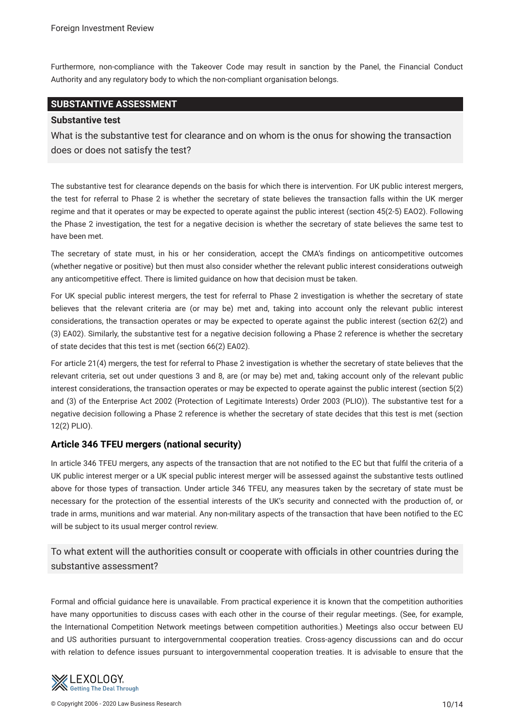Furthermore, non-compliance with the Takeover Code may result in sanction by the Panel, the Financial Conduct Authority and any regulatory body to which the non-compliant organisation belongs.

## SUBSTANTIVE ASSESSMENT

### Substantive test

**What is the substantive test for clearance and on whom is the onus for showing the transaction does or does not satisfy the test?**

The substantive test for clearance depends on the basis for which there is intervention. For UK public interest mergers, the test for referral to Phase 2 is whether the secretary of state believes the transaction falls within the UK merger regime and that it operates or may be expected to operate against the public interest (section 45(2-5) EA02). Following the Phase 2 investigation, the test for a negative decision is whether the secretary of state believes the same test to have been met.

The secretary of state must, in his or her consideration, accept the CMA's findings on anticompetitive outcomes (whether negative or positive) but then must also consider whether the relevant public interest considerations outweigh any anticompetitive effect. There is limited guidance on how that decision must be taken.

For UK special public interest mergers, the test for referral to Phase 2 investigation is whether the secretary of state believes that the relevant criteria are (or may be) met and, taking into account only the relevant public interest considerations, the transaction operates or may be expected to operate against the public interest (section 62(2) and (3) EA02). Similarly, the substantive test for a negative decision following a Phase 2 reference is whether the secretary of state decides that this test is met (section 66(2) EA02).

For article 21(4) mergers, the test for referral to Phase 2 investigation is whether the secretary of state believes that the relevant criteria, set out under questions 3 and 8, are (or may be) met and, taking account only of the relevant public interest considerations, the transaction operates or may be expected to operate against the public interest (section 5(2) and (3) of the Enterprise Act 2002 (Protection of Legitimate Interests) Order 2003 (PLIO)). The substantive test for a negative decision following a Phase 2 reference is whether the secretary of state decides that this test is met (section 12(2) PLIO).

### Article 346 TFEU mergers (national security)

In article 346 TFEU mergers, any aspects of the transaction that are not notified to the EC but that fulfil the criteria of a UK public interest merger or a UK special public interest merger will be assessed against the substantive tests outlined above for those types of transaction. Under article 346 TFEU, any measures taken by the secretary of state must be necessary for the protection of the essential interests of the UK's security and connected with the production of, or trade in arms, munitions and war material. Any non-military aspects of the transaction that have been notified to the EC will be subject to its usual merger control review.

**To what extent will the authorities consult or cooperate with officials in other countries during the substantive assessment?**

Formal and official guidance here is unavailable. From practical experience it is known that the competition authorities have many opportunities to discuss cases with each other in the course of their regular meetings. (See, for example, the International Competition Network meetings between competition authorities.) Meetings also occur between EU and US authorities pursuant to intergovernmental cooperation treaties. Cross-agency discussions can and do occur with relation to defence issues pursuant to intergovernmental cooperation treaties. It is advisable to ensure that the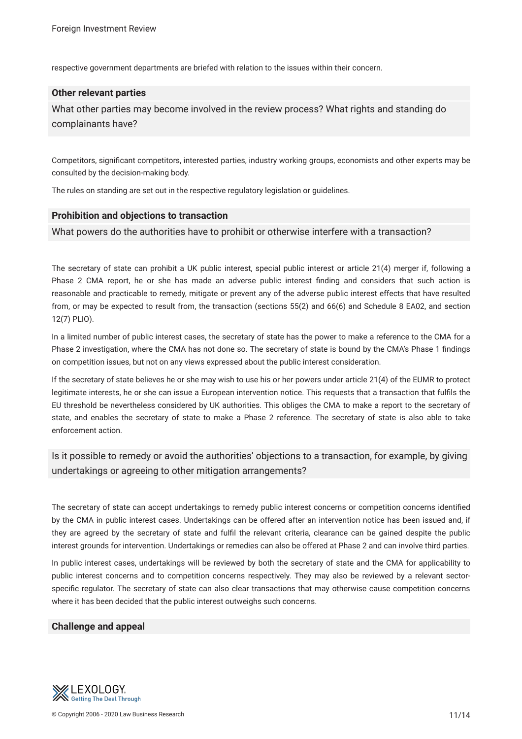respective government departments are briefed with relation to the issues within their concern.

### Other relevant parties

What other parties may become involved in the review process? What rights and standing do complainants have?

Competitors, significant competitors, interested parties, industry working groups, economists and other experts may be consulted by the decision-making body.

The rules on standing are set out in the respective regulatory legislation or guidelines.

### Prohibition and objections to transaction

What powers do the authorities have to prohibit or otherwise interfere with a transaction?

The secretary of state can prohibit a UK public interest, special public interest or article 21(4) merger if, following a Phase 2 CMA report, he or she has made an adverse public interest finding and considers that such action is reasonable and practicable to remedy, mitigate or prevent any of the adverse public interest effects that have resulted from, or may be expected to result from, the transaction (sections 55(2) and 66(6) and Schedule 8 EA02, and section 12(7) PLIO).

In a limited number of public interest cases, the secretary of state has the power to make a reference to the CMA for a Phase 2 investigation, where the CMA has not done so. The secretary of state is bound by the CMA's Phase 1 findings on competition issues, but not on any views expressed about the public interest consideration.

If the secretary of state believes he or she may wish to use his or her powers under article 21(4) of the EUMR to protect legitimate interests, he or she can issue a European intervention notice. This requests that a transaction that fulfils the EU threshold be nevertheless considered by UK authorities. This obliges the CMA to make a report to the secretary of state, and enables the secretary of state to make a Phase 2 reference. The secretary of state is also able to take enforcement action.

Is it possible to remedy or avoid the authorities' objections to a transaction, for example, by giving undertakings or agreeing to other mitigation arrangements?

The secretary of state can accept undertakings to remedy public interest concerns or competition concerns identified by the CMA in public interest cases. Undertakings can be offered after an intervention notice has been issued and, if they are agreed by the secretary of state and fulfil the relevant criteria, clearance can be gained despite the public interest grounds for intervention. Undertakings or remedies can also be offered at Phase 2 and can involve third parties.

In public interest cases, undertakings will be reviewed by both the secretary of state and the CMA for applicability to public interest concerns and to competition concerns respectively. They may also be reviewed by a relevant sector-specific regulator. The secretary of state can also clear transactions that may otherwise cause competition concerns where it has been decided that the public interest outweighs such concerns.

### Challenge and appeal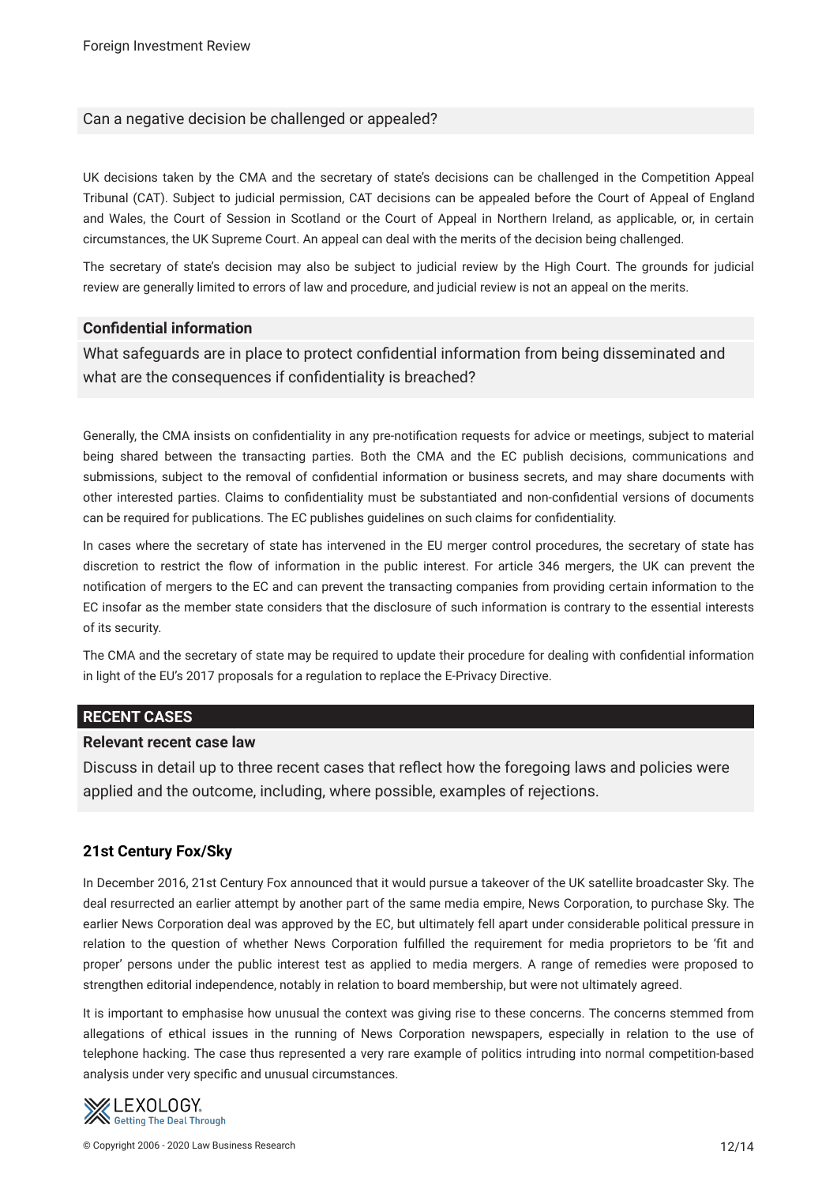### Can a negative decision be challenged or appealed?

UK decisions taken by the CMA and the secretary of state's decisions can be challenged in the Competition Appeal Tribunal (CAT). Subject to judicial permission, CAT decisions can be appealed before the Court of Appeal of England and Wales, the Court of Session in Scotland or the Court of Appeal in Northern Ireland, as applicable, or, in certain circumstances, the UK Supreme Court. An appeal can deal with the merits of the decision being challenged.

The secretary of state's decision may also be subject to judicial review by the High Court. The grounds for judicial review are generally limited to errors of law and procedure, and judicial review is not an appeal on the merits.

### Confidential information

### What safeguards are in place to protect confidential information from being disseminated and what are the consequences if confidentiality is breached?

Generally, the CMA insists on confidentiality in any pre-notification requests for advice or meetings, subject to material being shared between the transacting parties. Both the CMA and the EC publish decisions, communications and submissions, subject to the removal of confidential information or business secrets, and may share documents with other interested parties. Claims to confidentiality must be substantiated and non-confidential versions of documents can be required for publications. The EC publishes guidelines on such claims for confidentiality.

In cases where the secretary of state has intervened in the EU merger control procedures, the secretary of state has discretion to restrict the flow of information in the public interest. For article 346 mergers, the UK can prevent the notification of mergers to the EC and can prevent the transacting companies from providing certain information to the EC insofar as the member state considers that the disclosure of such information is contrary to the essential interests of its security.

The CMA and the secretary of state may be required to update their procedure for dealing with confidential information in light of the EU's 2017 proposals for a regulation to replace the E-Privacy Directive.

## RECENT CASES

### Relevant recent case law

### Discuss in detail up to three recent cases that reflect how the foregoing laws and policies were applied and the outcome, including, where possible, examples of rejections.

#### 21st Century Fox/Sky

In December 2016, 21st Century Fox announced that it would pursue a takeover of the UK satellite broadcaster Sky. The deal resurrected an earlier attempt by another part of the same media empire, News Corporation, to purchase Sky. The earlier News Corporation deal was approved by the EC, but ultimately fell apart under considerable political pressure in relation to the question of whether News Corporation fulfilled the requirement for media proprietors to be 'fit and proper' persons under the public interest test as applied to media mergers. A range of remedies were proposed to strengthen editorial independence, notably in relation to board membership, but were not ultimately agreed.

It is important to emphasise how unusual the context was giving rise to these concerns. The concerns stemmed from allegations of ethical issues in the running of News Corporation newspapers, especially in relation to the use of telephone hacking. The case thus represented a very rare example of politics intruding into normal competition-based analysis under very specific and unusual circumstances.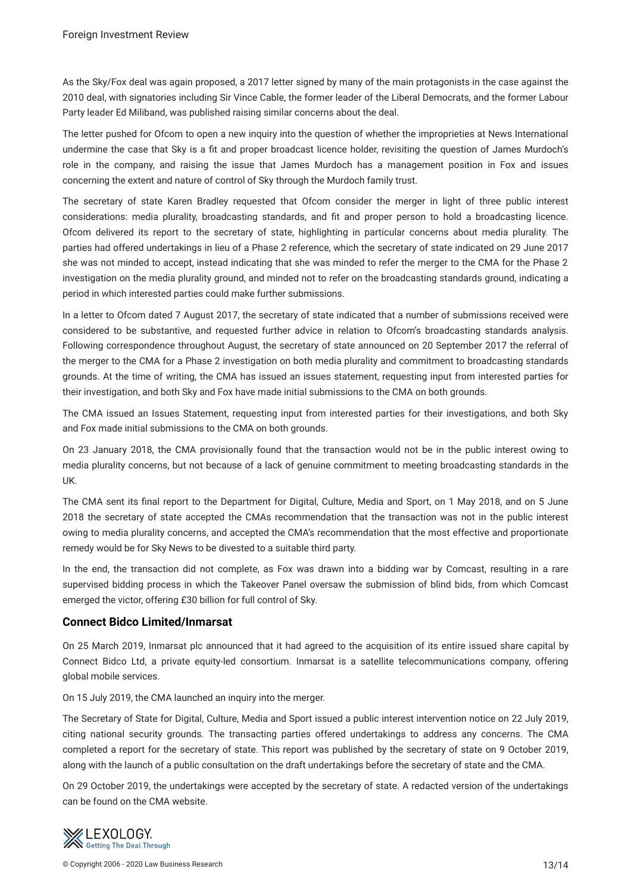As the Sky/Fox deal was again proposed, a 2017 letter signed by many of the main protagonists in the case against the 2010 deal, with signatories including Sir Vince Cable, the former leader of the Liberal Democrats, and the former Labour Party leader Ed Miliband, was published raising similar concerns about the deal.

The letter pushed for Ofcom to open a new inquiry into the question of whether the improprieties at News International undermine the case that Sky is a fit and proper broadcast licence holder, revisiting the question of James Murdoch's role in the company, and raising the issue that James Murdoch has a management position in Fox and issues concerning the extent and nature of control of Sky through the Murdoch family trust.

The secretary of state Karen Bradley requested that Ofcom consider the merger in light of three public interest considerations: media plurality, broadcasting standards, and fit and proper person to hold a broadcasting licence. Ofcom delivered its report to the secretary of state, highlighting in particular concerns about media plurality. The parties had offered undertakings in lieu of a Phase 2 reference, which the secretary of state indicated on 29 June 2017 she was not minded to accept, instead indicating that she was minded to refer the merger to the CMA for the Phase 2 investigation on the media plurality ground, and minded not to refer on the broadcasting standards ground, indicating a period in which interested parties could make further submissions.

In a letter to Ofcom dated 7 August 2017, the secretary of state indicated that a number of submissions received were considered to be substantive, and requested further advice in relation to Ofcom's broadcasting standards analysis. Following correspondence throughout August, the secretary of state announced on 20 September 2017 the referral of the merger to the CMA for a Phase 2 investigation on both media plurality and commitment to broadcasting standards grounds. At the time of writing, the CMA has issued an issues statement, requesting input from interested parties for their investigation, and both Sky and Fox have made initial submissions to the CMA on both grounds.

The CMA issued an Issues Statement, requesting input from interested parties for their investigations, and both Sky and Fox made initial submissions to the CMA on both grounds.

On 23 January 2018, the CMA provisionally found that the transaction would not be in the public interest owing to media plurality concerns, but not because of a lack of genuine commitment to meeting broadcasting standards in the UK.

The CMA sent its final report to the Department for Digital, Culture, Media and Sport, on 1 May 2018, and on 5 June 2018 the secretary of state accepted the CMAs recommendation that the transaction was not in the public interest owing to media plurality concerns, and accepted the CMA's recommendation that the most effective and proportionate remedy would be for Sky News to be divested to a suitable third party.

In the end, the transaction did not complete, as Fox was drawn into a bidding war by Comcast, resulting in a rare supervised bidding process in which the Takeover Panel oversaw the submission of blind bids, from which Comcast emerged the victor, offering £30 billion for full control of Sky.

### Connect Bidco Limited/Inmarsat

On 25 March 2019, Inmarsat plc announced that it had agreed to the acquisition of its entire issued share capital by Connect Bidco Ltd, a private equity-led consortium. Inmarsat is a satellite telecommunications company, offering global mobile services.

On 15 July 2019, the CMA launched an inquiry into the merger.

The Secretary of State for Digital, Culture, Media and Sport issued a public interest intervention notice on 22 July 2019, citing national security grounds. The transacting parties offered undertakings to address any concerns. The CMA completed a report for the secretary of state. This report was published by the secretary of state on 9 October 2019, along with the launch of a public consultation on the draft undertakings before the secretary of state and the CMA.

On 29 October 2019, the undertakings were accepted by the secretary of state. A redacted version of the undertakings can be found on the CMA website.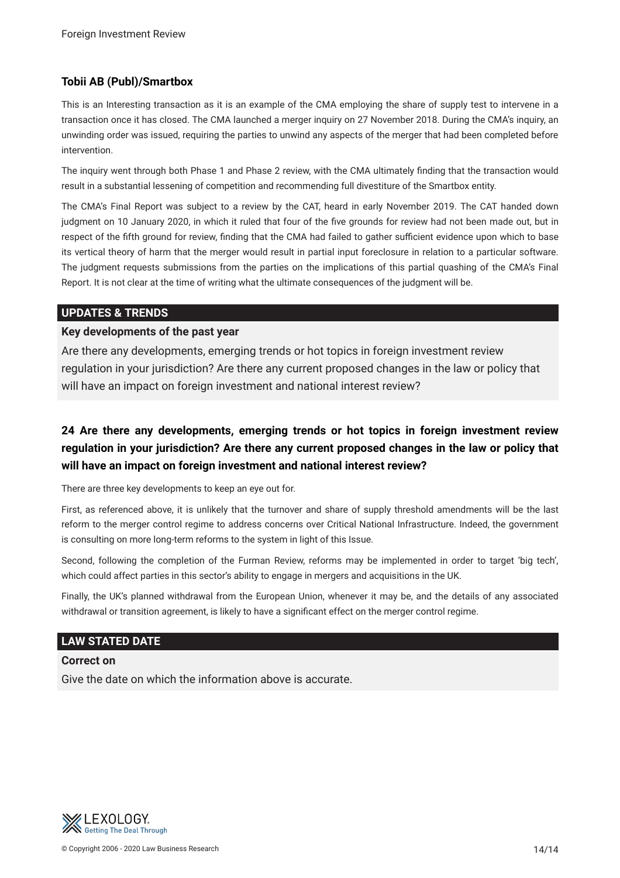### Tobii AB (Publ)/Smartbox

This is an Interesting transaction as it is an example of the CMA employing the share of supply test to intervene in a transaction once it has closed. The CMA launched a merger inquiry on 27 November 2018. During the CMA's inquiry, an unwinding order was issued, requiring the parties to unwind any aspects of the merger that had been completed before intervention.

The inquiry went through both Phase 1 and Phase 2 review, with the CMA ultimately finding that the transaction would result in a substantial lessening of competition and recommending full divestiture of the Smartbox entity.

The CMA's Final Report was subject to a review by the CAT, heard in early November 2019. The CAT handed down judgment on 10 January 2020, in which it ruled that four of the five grounds for review had not been made out, but in respect of the fifth ground for review, finding that the CMA had failed to gather sufficient evidence upon which to base its vertical theory of harm that the merger would result in partial input foreclosure in relation to a particular software. The judgment requests submissions from the parties on the implications of this partial quashing of the CMA's Final Report. It is not clear at the time of writing what the ultimate consequences of the judgment will be.

## UPDATES & TRENDS

**Key developments of the past year**

Are there any developments, emerging trends or hot topics in foreign investment review regulation in your jurisdiction? Are there any current proposed changes in the law or policy that will have an impact on foreign investment and national interest review?

### 24 Are there any developments, emerging trends or hot topics in foreign investment review regulation in your jurisdiction? Are there any current proposed changes in the law or policy that will have an impact on foreign investment and national interest review?

There are three key developments to keep an eye out for.

First, as referenced above, it is unlikely that the turnover and share of supply threshold amendments will be the last reform to the merger control regime to address concerns over Critical National Infrastructure. Indeed, the government is consulting on more long-term reforms to the system in light of this Issue.

Second, following the completion of the Furman Review, reforms may be implemented in order to target 'big tech', which could affect parties in this sector's ability to engage in mergers and acquisitions in the UK.

Finally, the UK's planned withdrawal from the European Union, whenever it may be, and the details of any associated withdrawal or transition agreement, is likely to have a significant effect on the merger control regime.

## LAW STATED DATE

**Correct on**

Give the date on which the information above is accurate.